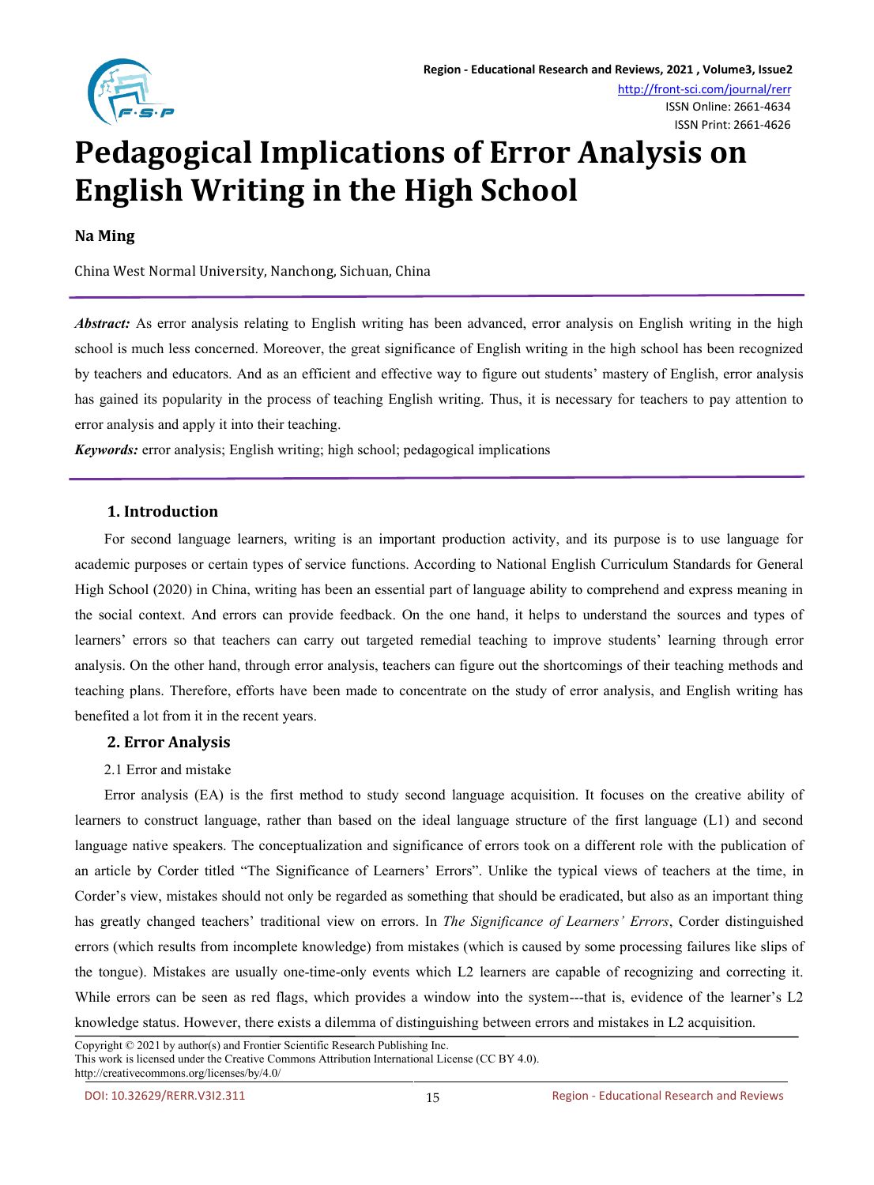# Pedagogical Implications of Error Analysis on English Writing in the High School

**Na Ming**

China West Normal University, Nanchong, Sichuan, China

***Abstract:*** As error analysis relating to English writing has been advanced, error analysis on English writing in the high school is much less concerned. Moreover, the great significance of English writing in the high school has been recognized by teachers and educators. And as an efficient and effective way to figure out students' mastery of English, error analysis has gained its popularity in the process of teaching English writing. Thus, it is necessary for teachers to pay attention to error analysis and apply it into their teaching.

***Keywords:*** error analysis; English writing; high school; pedagogical implications

## 1. Introduction

For second language learners, writing is an important production activity, and its purpose is to use language for academic purposes or certain types of service functions. According to National English Curriculum Standards for General High School (2020) in China, writing has been an essential part of language ability to comprehend and express meaning in the social context. And errors can provide feedback. On the one hand, it helps to understand the sources and types of learners' errors so that teachers can carry out targeted remedial teaching to improve students' learning through error analysis. On the other hand, through error analysis, teachers can figure out the shortcomings of their teaching methods and teaching plans. Therefore, efforts have been made to concentrate on the study of error analysis, and English writing has benefited a lot from it in the recent years.

## 2. Error Analysis

### 2.1 Error and mistake

Error analysis (EA) is the first method to study second language acquisition. It focuses on the creative ability of learners to construct language, rather than based on the ideal language structure of the first language (L1) and second language native speakers. The conceptualization and significance of errors took on a different role with the publication of an article by Corder titled "The Significance of Learners' Errors". Unlike the typical views of teachers at the time, in Corder's view, mistakes should not only be regarded as something that should be eradicated, but also as an important thing has greatly changed teachers' traditional view on errors. In *The Significance of Learners' Errors*, Corder distinguished errors (which results from incomplete knowledge) from mistakes (which is caused by some processing failures like slips of the tongue). Mistakes are usually one-time-only events which L2 learners are capable of recognizing and correcting it. While errors can be seen as red flags, which provides a window into the system---that is, evidence of the learner's L2 knowledge status. However, there exists a dilemma of distinguishing between errors and mistakes in L2 acquisition.

Copyright © 2021 by author(s) and Frontier Scientific Research Publishing Inc.
This work is licensed under the Creative Commons Attribution International License (CC BY 4.0).
http://creativecommons.org/licenses/by/4.0/

DOI: 10.32629/RERR.V3I2.311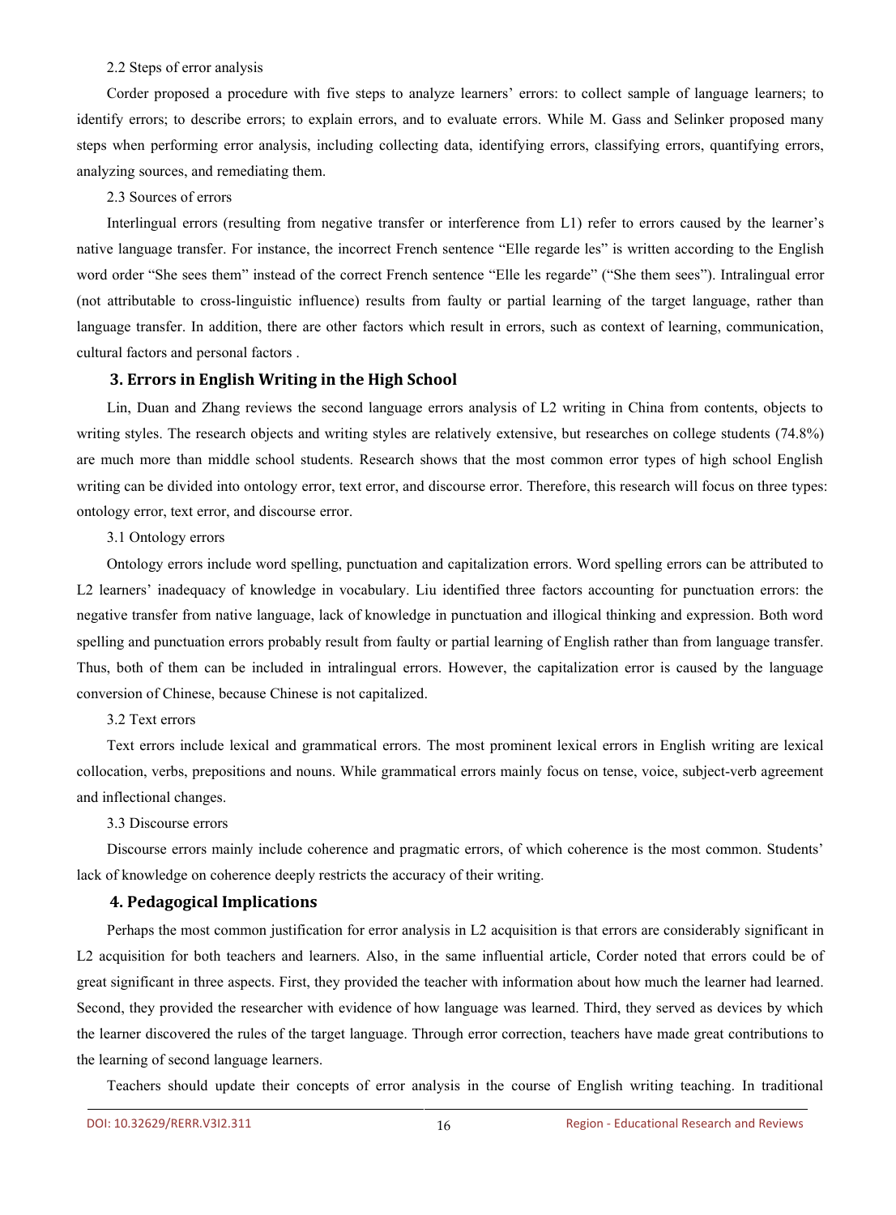2.2 Steps of error analysis

Corder proposed a procedure with five steps to analyze learners' errors: to collect sample of language learners; to identify errors; to describe errors; to explain errors, and to evaluate errors. While M. Gass and Selinker proposed many steps when performing error analysis, including collecting data, identifying errors, classifying errors, quantifying errors, analyzing sources, and remediating them.

2.3 Sources of errors

Interlingual errors (resulting from negative transfer or interference from L1) refer to errors caused by the learner's native language transfer. For instance, the incorrect French sentence "Elle regarde les" is written according to the English word order "She sees them" instead of the correct French sentence "Elle les regarde" ("She them sees"). Intralingual error (not attributable to cross-linguistic influence) results from faulty or partial learning of the target language, rather than language transfer. In addition, there are other factors which result in errors, such as context of learning, communication, cultural factors and personal factors .

## 3. Errors in English Writing in the High School

Lin, Duan and Zhang reviews the second language errors analysis of L2 writing in China from contents, objects to writing styles. The research objects and writing styles are relatively extensive, but researches on college students (74.8%) are much more than middle school students. Research shows that the most common error types of high school English writing can be divided into ontology error, text error, and discourse error. Therefore, this research will focus on three types: ontology error, text error, and discourse error.

3.1 Ontology errors

Ontology errors include word spelling, punctuation and capitalization errors. Word spelling errors can be attributed to L2 learners' inadequacy of knowledge in vocabulary. Liu identified three factors accounting for punctuation errors: the negative transfer from native language, lack of knowledge in punctuation and illogical thinking and expression. Both word spelling and punctuation errors probably result from faulty or partial learning of English rather than from language transfer. Thus, both of them can be included in intralingual errors. However, the capitalization error is caused by the language conversion of Chinese, because Chinese is not capitalized.

3.2 Text errors

Text errors include lexical and grammatical errors. The most prominent lexical errors in English writing are lexical collocation, verbs, prepositions and nouns. While grammatical errors mainly focus on tense, voice, subject-verb agreement and inflectional changes.

3.3 Discourse errors

Discourse errors mainly include coherence and pragmatic errors, of which coherence is the most common. Students' lack of knowledge on coherence deeply restricts the accuracy of their writing.

## 4. Pedagogical Implications

Perhaps the most common justification for error analysis in L2 acquisition is that errors are considerably significant in L2 acquisition for both teachers and learners. Also, in the same influential article, Corder noted that errors could be of great significant in three aspects. First, they provided the teacher with information about how much the learner had learned. Second, they provided the researcher with evidence of how language was learned. Third, they served as devices by which the learner discovered the rules of the target language. Through error correction, teachers have made great contributions to the learning of second language learners.

Teachers should update their concepts of error analysis in the course of English writing teaching. In traditional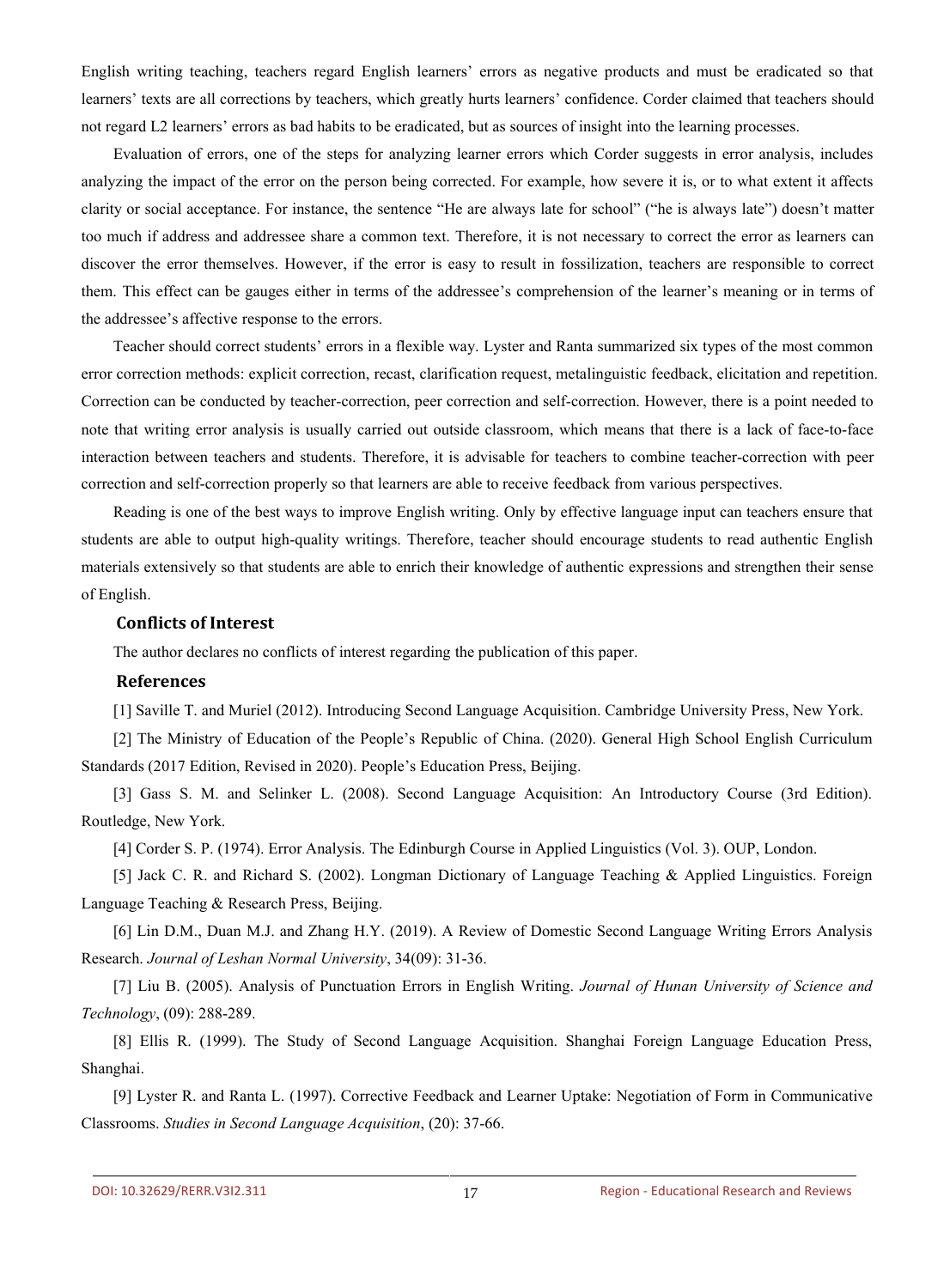English writing teaching, teachers regard English learners' errors as negative products and must be eradicated so that learners' texts are all corrections by teachers, which greatly hurts learners' confidence. Corder claimed that teachers should not regard L2 learners' errors as bad habits to be eradicated, but as sources of insight into the learning processes.

Evaluation of errors, one of the steps for analyzing learner errors which Corder suggests in error analysis, includes analyzing the impact of the error on the person being corrected. For example, how severe it is, or to what extent it affects clarity or social acceptance. For instance, the sentence "He are always late for school" ("he is always late") doesn't matter too much if address and addressee share a common text. Therefore, it is not necessary to correct the error as learners can discover the error themselves. However, if the error is easy to result in fossilization, teachers are responsible to correct them. This effect can be gauges either in terms of the addressee's comprehension of the learner's meaning or in terms of the addressee's affective response to the errors.

Teacher should correct students' errors in a flexible way. Lyster and Ranta summarized six types of the most common error correction methods: explicit correction, recast, clarification request, metalinguistic feedback, elicitation and repetition. Correction can be conducted by teacher-correction, peer correction and self-correction. However, there is a point needed to note that writing error analysis is usually carried out outside classroom, which means that there is a lack of face-to-face interaction between teachers and students. Therefore, it is advisable for teachers to combine teacher-correction with peer correction and self-correction properly so that learners are able to receive feedback from various perspectives.

Reading is one of the best ways to improve English writing. Only by effective language input can teachers ensure that students are able to output high-quality writings. Therefore, teacher should encourage students to read authentic English materials extensively so that students are able to enrich their knowledge of authentic expressions and strengthen their sense of English.

## Conflicts of Interest

The author declares no conflicts of interest regarding the publication of this paper.

## References

[1] Saville T. and Muriel (2012). Introducing Second Language Acquisition. Cambridge University Press, New York.

[2] The Ministry of Education of the People's Republic of China. (2020). General High School English Curriculum Standards (2017 Edition, Revised in 2020). People's Education Press, Beijing.

[3] Gass S. M. and Selinker L. (2008). Second Language Acquisition: An Introductory Course (3rd Edition). Routledge, New York.

[4] Corder S. P. (1974). Error Analysis. The Edinburgh Course in Applied Linguistics (Vol. 3). OUP, London.

[5] Jack C. R. and Richard S. (2002). Longman Dictionary of Language Teaching & Applied Linguistics. Foreign Language Teaching & Research Press, Beijing.

[6] Lin D.M., Duan M.J. and Zhang H.Y. (2019). A Review of Domestic Second Language Writing Errors Analysis Research. *Journal of Leshan Normal University*, 34(09): 31-36.

[7] Liu B. (2005). Analysis of Punctuation Errors in English Writing. *Journal of Hunan University of Science and Technology*, (09): 288-289.

[8] Ellis R. (1999). The Study of Second Language Acquisition. Shanghai Foreign Language Education Press, Shanghai.

[9] Lyster R. and Ranta L. (1997). Corrective Feedback and Learner Uptake: Negotiation of Form in Communicative Classrooms. *Studies in Second Language Acquisition*, (20): 37-66.